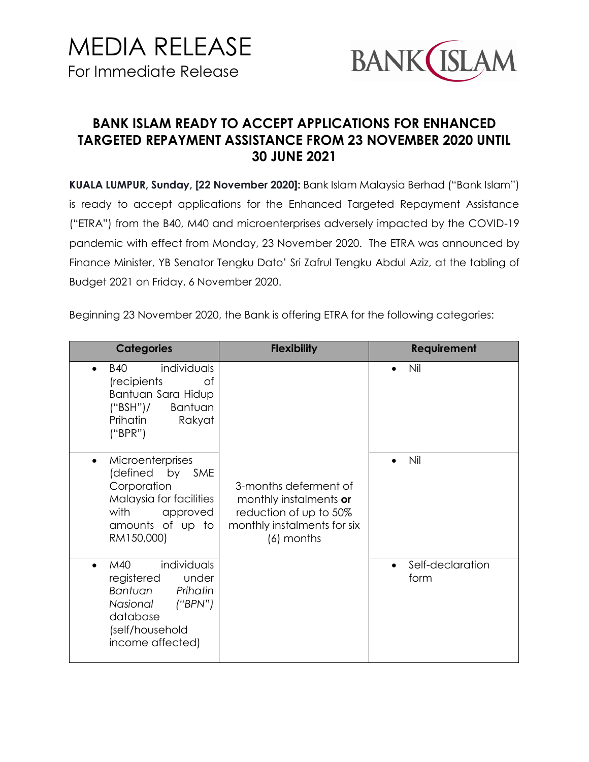# MEDIA RELEASE

For Immediate Release

BANK ISLAM

## BANK ISLAM READY TO ACCEPT APPLICATIONS FOR ENHANCED TARGETED REPAYMENT ASSISTANCE FROM 23 NOVEMBER 2020 UNTIL 30 JUNE 2021

**KUALA LUMPUR, Sunday, [22 November 2020]:** Bank Islam Malaysia Berhad ("Bank Islam") is ready to accept applications for the Enhanced Targeted Repayment Assistance ("ETRA") from the B40, M40 and microenterprises adversely impacted by the COVID-19 pandemic with effect from Monday, 23 November 2020. The ETRA was announced by Finance Minister, YB Senator Tengku Dato' Sri Zafrul Tengku Abdul Aziz, at the tabling of Budget 2021 on Friday, 6 November 2020.

Beginning 23 November 2020, the Bank is offering ETRA for the following categories:

| Categories | Flexibility | Requirement |
|---|---|---|
| • B40 individuals (recipients of Bantuan Sara Hidup ("BSH")/ Bantuan Prihatin Rakyat ("BPR") | 3-months deferment of monthly instalments **or** reduction of up to 50% monthly instalments for six (6) months | • Nil |
| • Microenterprises (defined by SME Corporation Malaysia for facilities with approved amounts of up to RM150,000) | | • Nil |
| • M40 individuals registered under *Bantuan Prihatin Nasional ("BPN")* database (self/household income affected) | | • Self-declaration form |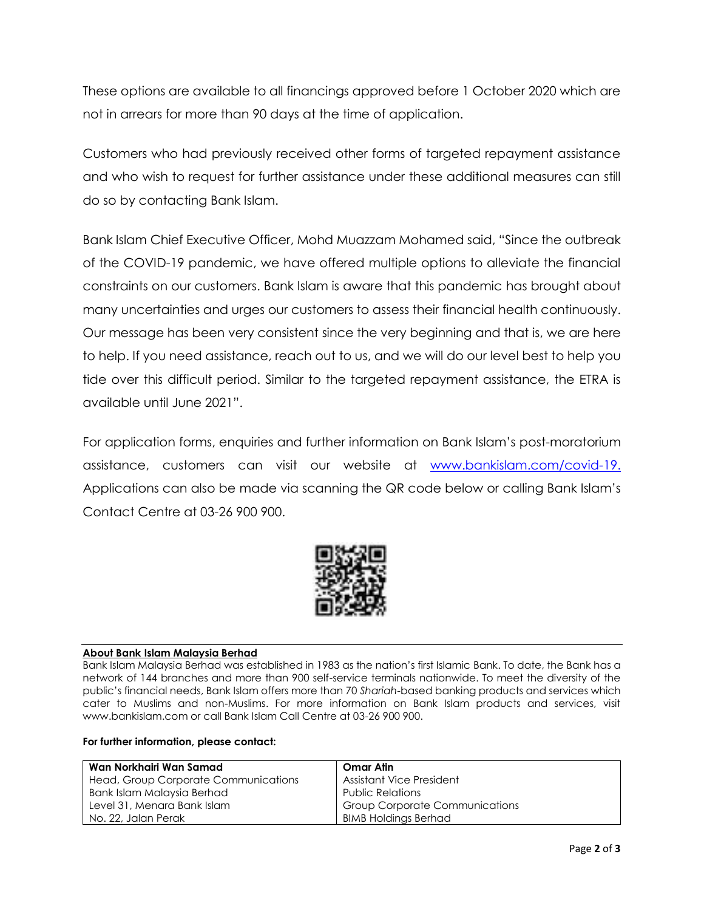These options are available to all financings approved before 1 October 2020 which are not in arrears for more than 90 days at the time of application.

Customers who had previously received other forms of targeted repayment assistance and who wish to request for further assistance under these additional measures can still do so by contacting Bank Islam.

Bank Islam Chief Executive Officer, Mohd Muazzam Mohamed said, "Since the outbreak of the COVID-19 pandemic, we have offered multiple options to alleviate the financial constraints on our customers. Bank Islam is aware that this pandemic has brought about many uncertainties and urges our customers to assess their financial health continuously. Our message has been very consistent since the very beginning and that is, we are here to help. If you need assistance, reach out to us, and we will do our level best to help you tide over this difficult period. Similar to the targeted repayment assistance, the ETRA is available until June 2021".

For application forms, enquiries and further information on Bank Islam's post-moratorium assistance, customers can visit our website at www.bankislam.com/covid-19. Applications can also be made via scanning the QR code below or calling Bank Islam's Contact Centre at 03-26 900 900.

**About Bank Islam Malaysia Berhad**

Bank Islam Malaysia Berhad was established in 1983 as the nation's first Islamic Bank. To date, the Bank has a network of 144 branches and more than 900 self-service terminals nationwide. To meet the diversity of the public's financial needs, Bank Islam offers more than 70 *Shariah*-based banking products and services which cater to Muslims and non-Muslims. For more information on Bank Islam products and services, visit www.bankislam.com or call Bank Islam Call Centre at 03-26 900 900.

**For further information, please contact:**

| **Wan Norkhairi Wan Samad** | **Omar Atin** |
|---|---|
| Head, Group Corporate Communications | Assistant Vice President |
| Bank Islam Malaysia Berhad | Public Relations |
| Level 31, Menara Bank Islam | Group Corporate Communications |
| No. 22, Jalan Perak | BIMB Holdings Berhad |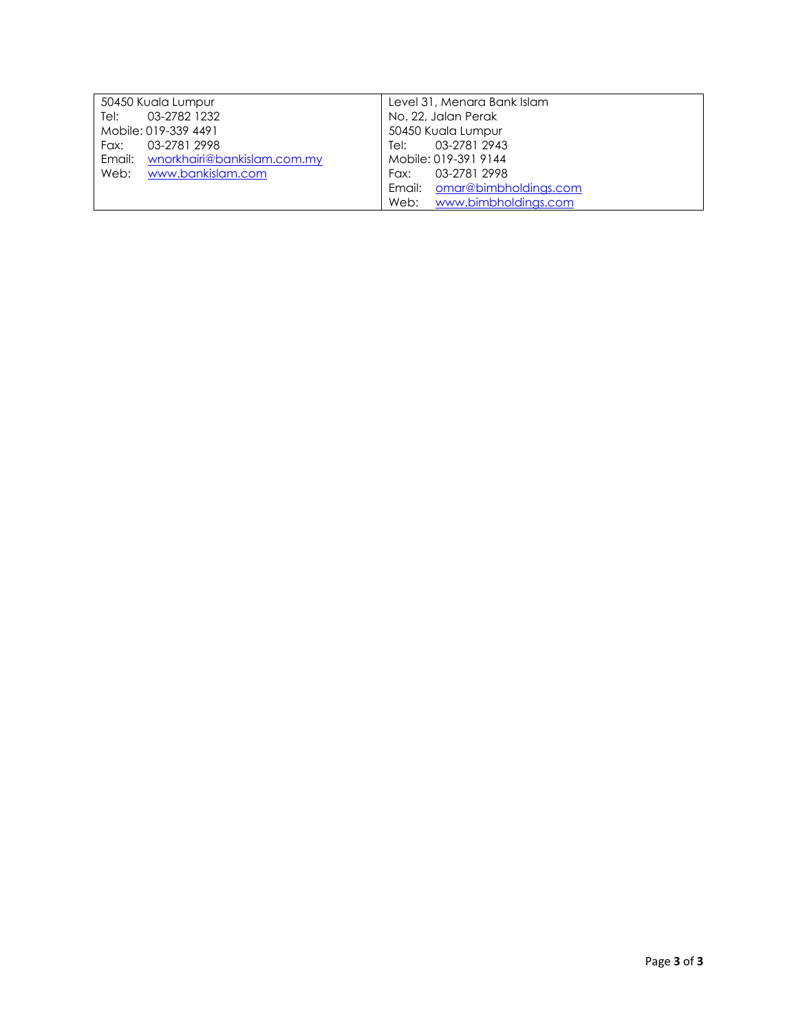| | |
|---|---|
| 50450 Kuala Lumpur<br>Tel: 03-2782 1232<br>Mobile: 019-339 4491<br>Fax: 03-2781 2998<br>Email: wnorkhairi@bankislam.com.my<br>Web: www.bankislam.com | Level 31, Menara Bank Islam<br>No. 22, Jalan Perak<br>50450 Kuala Lumpur<br>Tel: 03-2781 2943<br>Mobile: 019-391 9144<br>Fax: 03-2781 2998<br>Email: omar@bimbholdings.com<br>Web: www.bimbholdings.com |